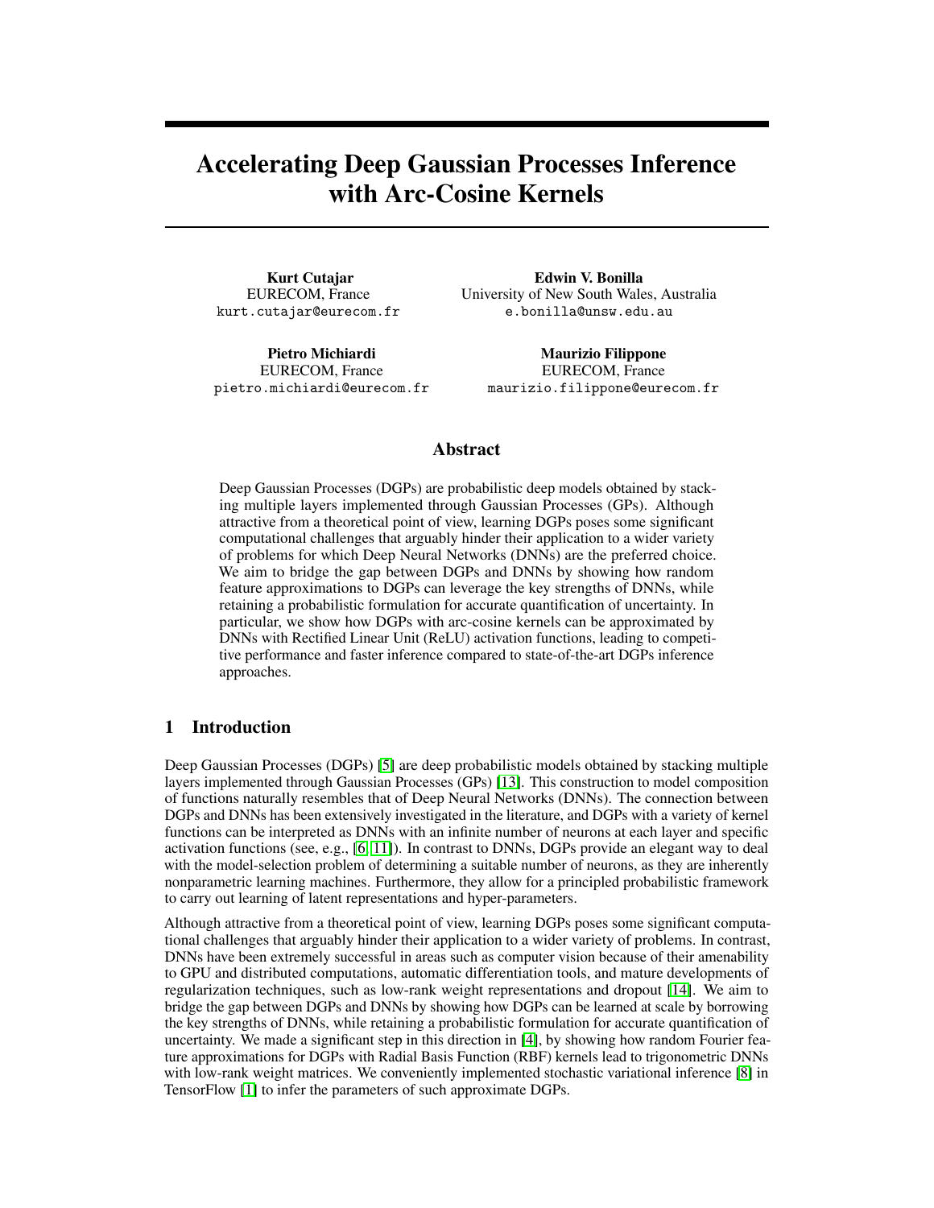# Accelerating Deep Gaussian Processes Inference with Arc-Cosine Kernels

**Kurt Cutajar**
EURECOM, France
kurt.cutajar@eurecom.fr

**Edwin V. Bonilla**
University of New South Wales, Australia
e.bonilla@unsw.edu.au

**Pietro Michiardi**
EURECOM, France
pietro.michiardi@eurecom.fr

**Maurizio Filippone**
EURECOM, France
maurizio.filippone@eurecom.fr

## Abstract

Deep Gaussian Processes (DGPs) are probabilistic deep models obtained by stacking multiple layers implemented through Gaussian Processes (GPs). Although attractive from a theoretical point of view, learning DGPs poses some significant computational challenges that arguably hinder their application to a wider variety of problems for which Deep Neural Networks (DNNs) are the preferred choice. We aim to bridge the gap between DGPs and DNNs by showing how random feature approximations to DGPs can leverage the key strengths of DNNs, while retaining a probabilistic formulation for accurate quantification of uncertainty. In particular, we show how DGPs with arc-cosine kernels can be approximated by DNNs with Rectified Linear Unit (ReLU) activation functions, leading to competitive performance and faster inference compared to state-of-the-art DGPs inference approaches.

## 1 Introduction

Deep Gaussian Processes (DGPs) [5] are deep probabilistic models obtained by stacking multiple layers implemented through Gaussian Processes (GPs) [13]. This construction to model composition of functions naturally resembles that of Deep Neural Networks (DNNs). The connection between DGPs and DNNs has been extensively investigated in the literature, and DGPs with a variety of kernel functions can be interpreted as DNNs with an infinite number of neurons at each layer and specific activation functions (see, e.g., [6, 11]). In contrast to DNNs, DGPs provide an elegant way to deal with the model-selection problem of determining a suitable number of neurons, as they are inherently nonparametric learning machines. Furthermore, they allow for a principled probabilistic framework to carry out learning of latent representations and hyper-parameters.

Although attractive from a theoretical point of view, learning DGPs poses some significant computational challenges that arguably hinder their application to a wider variety of problems. In contrast, DNNs have been extremely successful in areas such as computer vision because of their amenability to GPU and distributed computations, automatic differentiation tools, and mature developments of regularization techniques, such as low-rank weight representations and dropout [14]. We aim to bridge the gap between DGPs and DNNs by showing how DGPs can be learned at scale by borrowing the key strengths of DNNs, while retaining a probabilistic formulation for accurate quantification of uncertainty. We made a significant step in this direction in [4], by showing how random Fourier feature approximations for DGPs with Radial Basis Function (RBF) kernels lead to trigonometric DNNs with low-rank weight matrices. We conveniently implemented stochastic variational inference [8] in TensorFlow [1] to infer the parameters of such approximate DGPs.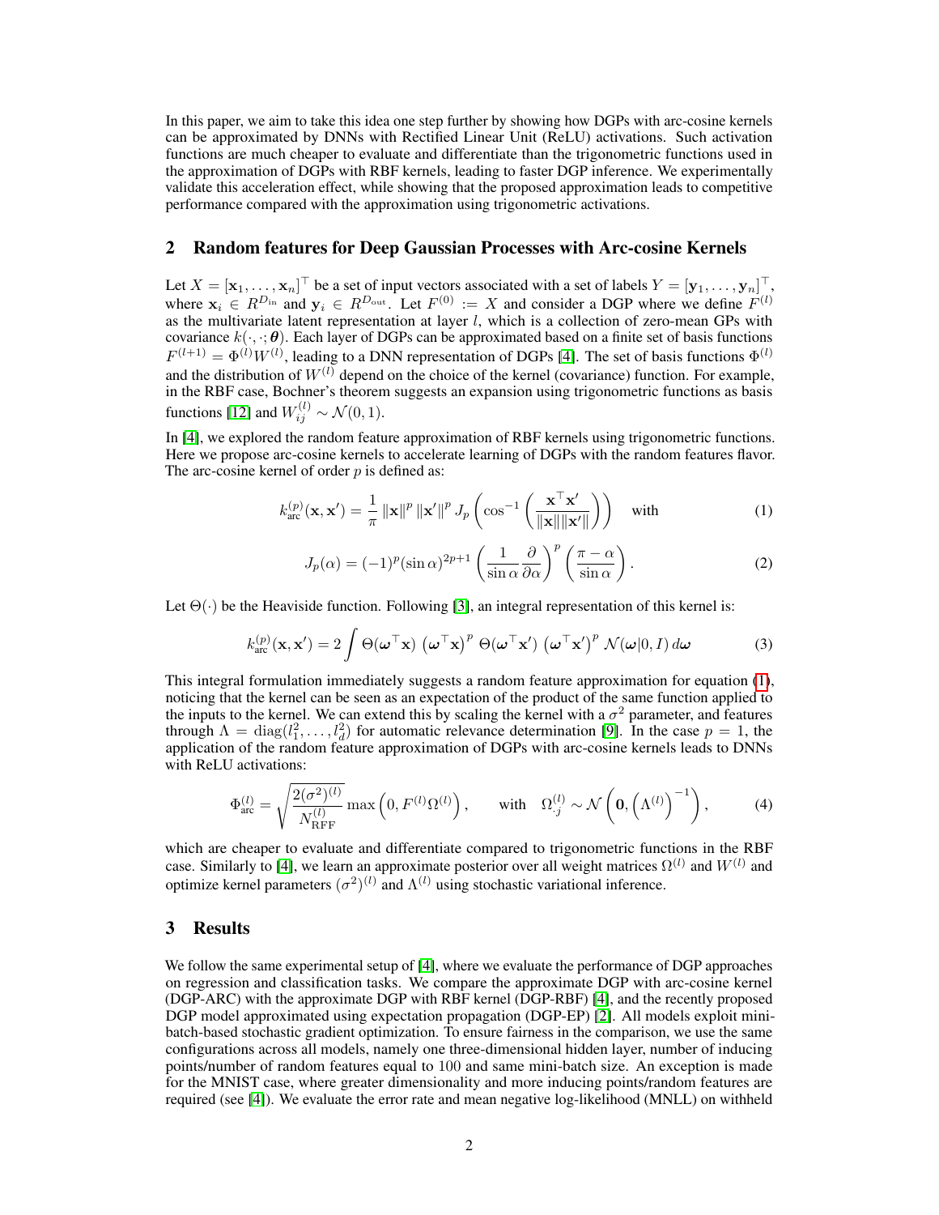In this paper, we aim to take this idea one step further by showing how DGPs with arc-cosine kernels can be approximated by DNNs with Rectified Linear Unit (ReLU) activations. Such activation functions are much cheaper to evaluate and differentiate than the trigonometric functions used in the approximation of DGPs with RBF kernels, leading to faster DGP inference. We experimentally validate this acceleration effect, while showing that the proposed approximation leads to competitive performance compared with the approximation using trigonometric activations.

## 2 Random features for Deep Gaussian Processes with Arc-cosine Kernels

Let $X = [\mathbf{x}_1, \ldots, \mathbf{x}_n]^\top$ be a set of input vectors associated with a set of labels $Y = [\mathbf{y}_1, \ldots, \mathbf{y}_n]^\top$, where $\mathbf{x}_i \in R^{D_{\text{in}}}$ and $\mathbf{y}_i \in R^{D_{\text{out}}}$. Let $F^{(0)} := X$ and consider a DGP where we define $F^{(l)}$ as the multivariate latent representation at layer $l$, which is a collection of zero-mean GPs with covariance $k(\cdot, \cdot; \boldsymbol{\theta})$. Each layer of DGPs can be approximated based on a finite set of basis functions $F^{(l+1)} = \Phi^{(l)} W^{(l)}$, leading to a DNN representation of DGPs [4]. The set of basis functions $\Phi^{(l)}$ and the distribution of $W^{(l)}$ depend on the choice of the kernel (covariance) function. For example, in the RBF case, Bochner's theorem suggests an expansion using trigonometric functions as basis functions [12] and $W_{ij}^{(l)} \sim \mathcal{N}(0, 1)$.

In [4], we explored the random feature approximation of RBF kernels using trigonometric functions. Here we propose arc-cosine kernels to accelerate learning of DGPs with the random features flavor. The arc-cosine kernel of order $p$ is defined as:

$$k_{\text{arc}}^{(p)}(\mathbf{x}, \mathbf{x}') = \frac{1}{\pi} \|\mathbf{x}\|^p \|\mathbf{x}'\|^p J_p\left(\cos^{-1}\left(\frac{\mathbf{x}^\top \mathbf{x}'}{\|\mathbf{x}\|\|\mathbf{x}'\|}\right)\right) \quad \text{with} \tag{1}$$

$$J_p(\alpha) = (-1)^p (\sin \alpha)^{2p+1} \left(\frac{1}{\sin \alpha} \frac{\partial}{\partial \alpha}\right)^p \left(\frac{\pi - \alpha}{\sin \alpha}\right). \tag{2}$$

Let $\Theta(\cdot)$ be the Heaviside function. Following [3], an integral representation of this kernel is:

$$k_{\text{arc}}^{(p)}(\mathbf{x}, \mathbf{x}') = 2 \int \Theta(\boldsymbol{\omega}^\top \mathbf{x}) \left(\boldsymbol{\omega}^\top \mathbf{x}\right)^p \Theta(\boldsymbol{\omega}^\top \mathbf{x}') \left(\boldsymbol{\omega}^\top \mathbf{x}'\right)^p \mathcal{N}(\boldsymbol{\omega} | 0, I) \, d\boldsymbol{\omega} \tag{3}$$

This integral formulation immediately suggests a random feature approximation for equation (1), noticing that the kernel can be seen as an expectation of the product of the same function applied to the inputs to the kernel. We can extend this by scaling the kernel with a $\sigma^2$ parameter, and features through $\Lambda = \text{diag}(l_1^2, \ldots, l_d^2)$ for automatic relevance determination [9]. In the case $p = 1$, the application of the random feature approximation of DGPs with arc-cosine kernels leads to DNNs with ReLU activations:

$$\Phi_{\text{arc}}^{(l)} = \sqrt{\frac{2(\sigma^2)^{(l)}}{N_{\text{RFF}}^{(l)}}} \max\left(0, F^{(l)} \Omega^{(l)}\right), \qquad \text{with} \quad \Omega_{\cdot j}^{(l)} \sim \mathcal{N}\left(\mathbf{0}, \left(\Lambda^{(l)}\right)^{-1}\right), \tag{4}$$

which are cheaper to evaluate and differentiate compared to trigonometric functions in the RBF case. Similarly to [4], we learn an approximate posterior over all weight matrices $\Omega^{(l)}$ and $W^{(l)}$ and optimize kernel parameters $(\sigma^2)^{(l)}$ and $\Lambda^{(l)}$ using stochastic variational inference.

## 3 Results

We follow the same experimental setup of [4], where we evaluate the performance of DGP approaches on regression and classification tasks. We compare the approximate DGP with arc-cosine kernel (DGP-ARC) with the approximate DGP with RBF kernel (DGP-RBF) [4], and the recently proposed DGP model approximated using expectation propagation (DGP-EP) [2]. All models exploit mini-batch-based stochastic gradient optimization. To ensure fairness in the comparison, we use the same configurations across all models, namely one three-dimensional hidden layer, number of inducing points/number of random features equal to 100 and same mini-batch size. An exception is made for the MNIST case, where greater dimensionality and more inducing points/random features are required (see [4]). We evaluate the error rate and mean negative log-likelihood (MNLL) on withheld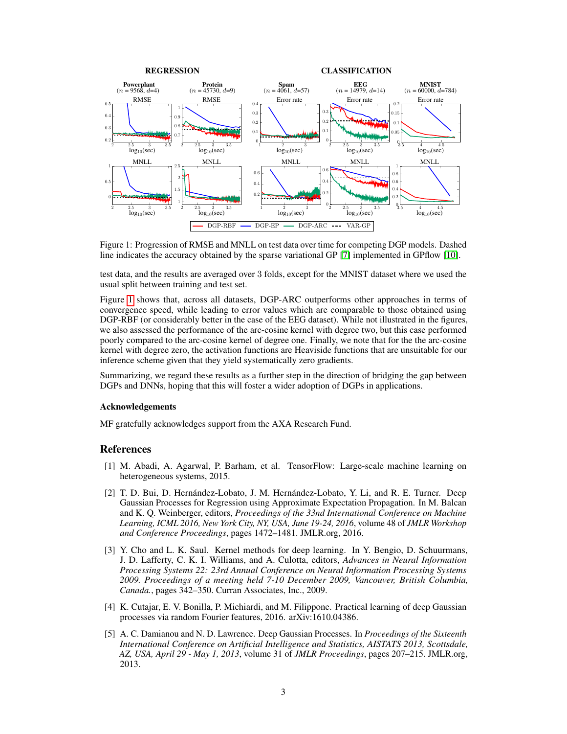Figure 1: Progression of RMSE and MNLL on test data over time for competing DGP models. Dashed line indicates the accuracy obtained by the sparse variational GP [7] implemented in GPflow [10].

test data, and the results are averaged over 3 folds, except for the MNIST dataset where we used the usual split between training and test set.

Figure 1 shows that, across all datasets, DGP-ARC outperforms other approaches in terms of convergence speed, while leading to error values which are comparable to those obtained using DGP-RBF (or considerably better in the case of the EEG dataset). While not illustrated in the figures, we also assessed the performance of the arc-cosine kernel with degree two, but this case performed poorly compared to the arc-cosine kernel of degree one. Finally, we note that for the the arc-cosine kernel with degree zero, the activation functions are Heaviside functions that are unsuitable for our inference scheme given that they yield systematically zero gradients.

Summarizing, we regard these results as a further step in the direction of bridging the gap between DGPs and DNNs, hoping that this will foster a wider adoption of DGPs in applications.

### Acknowledgements

MF gratefully acknowledges support from the AXA Research Fund.

## References

[1] M. Abadi, A. Agarwal, P. Barham, et al. TensorFlow: Large-scale machine learning on heterogeneous systems, 2015.

[2] T. D. Bui, D. Hernández-Lobato, J. M. Hernández-Lobato, Y. Li, and R. E. Turner. Deep Gaussian Processes for Regression using Approximate Expectation Propagation. In M. Balcan and K. Q. Weinberger, editors, *Proceedings of the 33nd International Conference on Machine Learning, ICML 2016, New York City, NY, USA, June 19-24, 2016*, volume 48 of *JMLR Workshop and Conference Proceedings*, pages 1472–1481. JMLR.org, 2016.

[3] Y. Cho and L. K. Saul. Kernel methods for deep learning. In Y. Bengio, D. Schuurmans, J. D. Lafferty, C. K. I. Williams, and A. Culotta, editors, *Advances in Neural Information Processing Systems 22: 23rd Annual Conference on Neural Information Processing Systems 2009. Proceedings of a meeting held 7-10 December 2009, Vancouver, British Columbia, Canada.*, pages 342–350. Curran Associates, Inc., 2009.

[4] K. Cutajar, E. V. Bonilla, P. Michiardi, and M. Filippone. Practical learning of deep Gaussian processes via random Fourier features, 2016. arXiv:1610.04386.

[5] A. C. Damianou and N. D. Lawrence. Deep Gaussian Processes. In *Proceedings of the Sixteenth International Conference on Artificial Intelligence and Statistics, AISTATS 2013, Scottsdale, AZ, USA, April 29 - May 1, 2013*, volume 31 of *JMLR Proceedings*, pages 207–215. JMLR.org, 2013.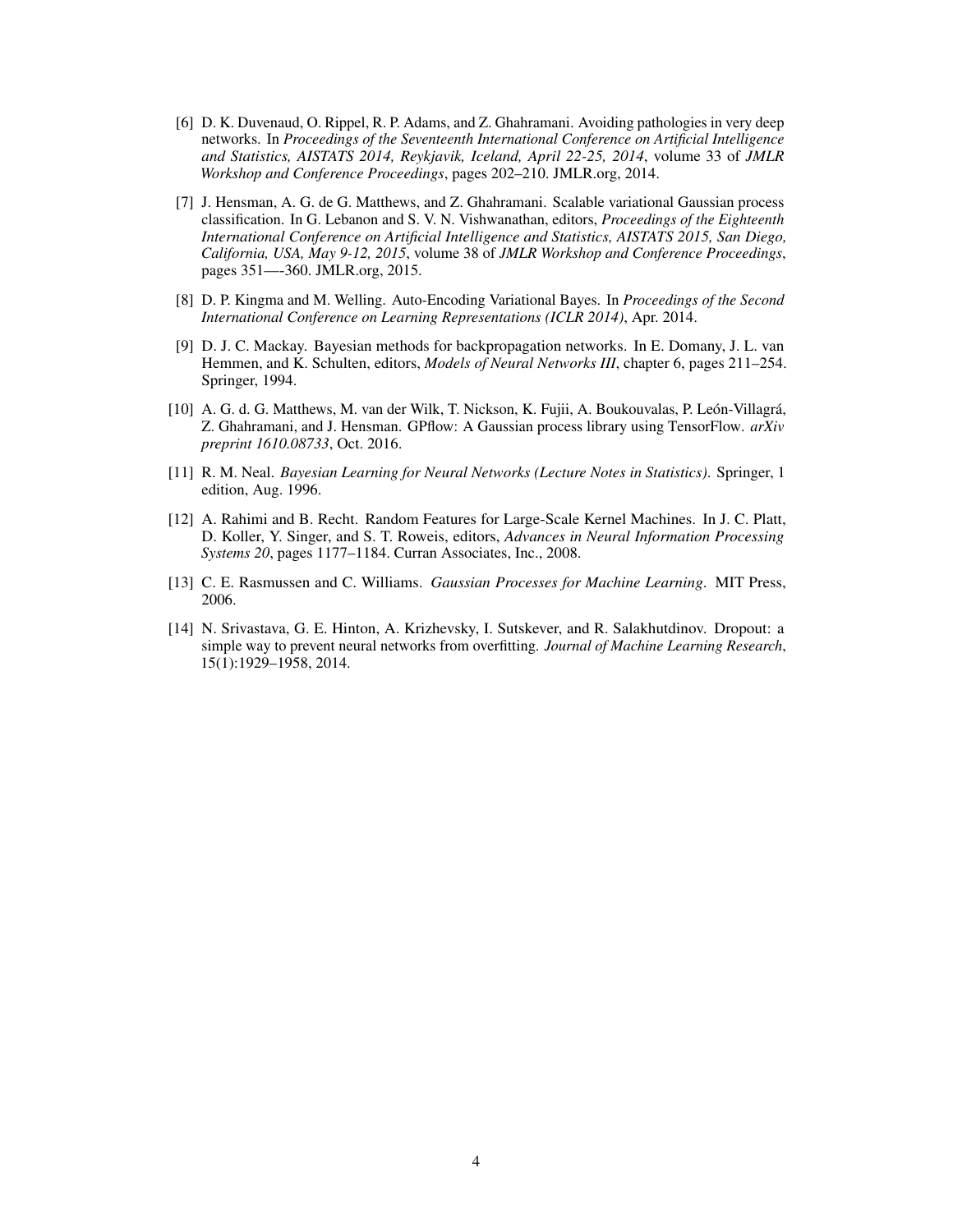[6] D. K. Duvenaud, O. Rippel, R. P. Adams, and Z. Ghahramani. Avoiding pathologies in very deep networks. In *Proceedings of the Seventeenth International Conference on Artificial Intelligence and Statistics, AISTATS 2014, Reykjavik, Iceland, April 22-25, 2014*, volume 33 of *JMLR Workshop and Conference Proceedings*, pages 202–210. JMLR.org, 2014.

[7] J. Hensman, A. G. de G. Matthews, and Z. Ghahramani. Scalable variational Gaussian process classification. In G. Lebanon and S. V. N. Vishwanathan, editors, *Proceedings of the Eighteenth International Conference on Artificial Intelligence and Statistics, AISTATS 2015, San Diego, California, USA, May 9-12, 2015*, volume 38 of *JMLR Workshop and Conference Proceedings*, pages 351—-360. JMLR.org, 2015.

[8] D. P. Kingma and M. Welling. Auto-Encoding Variational Bayes. In *Proceedings of the Second International Conference on Learning Representations (ICLR 2014)*, Apr. 2014.

[9] D. J. C. Mackay. Bayesian methods for backpropagation networks. In E. Domany, J. L. van Hemmen, and K. Schulten, editors, *Models of Neural Networks III*, chapter 6, pages 211–254. Springer, 1994.

[10] A. G. d. G. Matthews, M. van der Wilk, T. Nickson, K. Fujii, A. Boukouvalas, P. León-Villagrá, Z. Ghahramani, and J. Hensman. GPflow: A Gaussian process library using TensorFlow. *arXiv preprint 1610.08733*, Oct. 2016.

[11] R. M. Neal. *Bayesian Learning for Neural Networks (Lecture Notes in Statistics)*. Springer, 1 edition, Aug. 1996.

[12] A. Rahimi and B. Recht. Random Features for Large-Scale Kernel Machines. In J. C. Platt, D. Koller, Y. Singer, and S. T. Roweis, editors, *Advances in Neural Information Processing Systems 20*, pages 1177–1184. Curran Associates, Inc., 2008.

[13] C. E. Rasmussen and C. Williams. *Gaussian Processes for Machine Learning*. MIT Press, 2006.

[14] N. Srivastava, G. E. Hinton, A. Krizhevsky, I. Sutskever, and R. Salakhutdinov. Dropout: a simple way to prevent neural networks from overfitting. *Journal of Machine Learning Research*, 15(1):1929–1958, 2014.